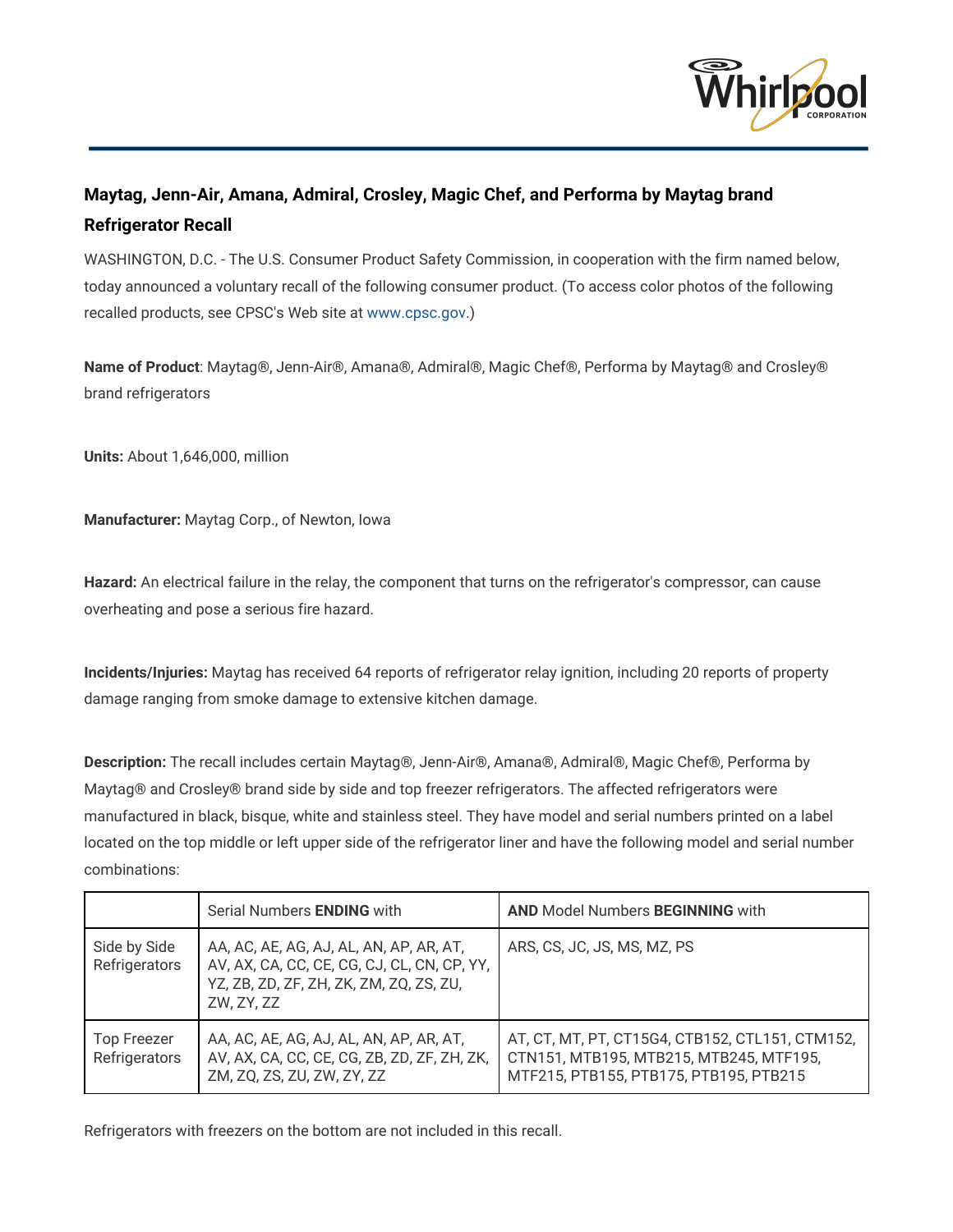## Maytag, Jenn-Air, Amana, Admiral, Crosley, Magic Chef, and Performa by Maytag brand Refrigerator Recall

WASHINGTON, D.C. - The U.S. Consumer Product Safety Commission, in cooperation with the firm named below, today announced a voluntary recall of the following consumer product. (To access color photos of the following recalled products, see CPSC's Web site at www.cpsc.gov.)

**Name of Product**: Maytag®, Jenn-Air®, Amana®, Admiral®, Magic Chef®, Performa by Maytag® and Crosley® brand refrigerators

**Units:** About 1,646,000, million

**Manufacturer:** Maytag Corp., of Newton, Iowa

**Hazard:** An electrical failure in the relay, the component that turns on the refrigerator's compressor, can cause overheating and pose a serious fire hazard.

**Incidents/Injuries:** Maytag has received 64 reports of refrigerator relay ignition, including 20 reports of property damage ranging from smoke damage to extensive kitchen damage.

**Description:** The recall includes certain Maytag®, Jenn-Air®, Amana®, Admiral®, Magic Chef®, Performa by Maytag® and Crosley® brand side by side and top freezer refrigerators. The affected refrigerators were manufactured in black, bisque, white and stainless steel. They have model and serial numbers printed on a label located on the top middle or left upper side of the refrigerator liner and have the following model and serial number combinations:

| | Serial Numbers **ENDING** with | **AND** Model Numbers **BEGINNING** with |
|---|---|---|
| Side by Side Refrigerators | AA, AC, AE, AG, AJ, AL, AN, AP, AR, AT, AV, AX, CA, CC, CE, CG, CJ, CL, CN, CP, YY, YZ, ZB, ZD, ZF, ZH, ZK, ZM, ZQ, ZS, ZU, ZW, ZY, ZZ | ARS, CS, JC, JS, MS, MZ, PS |
| Top Freezer Refrigerators | AA, AC, AE, AG, AJ, AL, AN, AP, AR, AT, AV, AX, CA, CC, CE, CG, ZB, ZD, ZF, ZH, ZK, ZM, ZQ, ZS, ZU, ZW, ZY, ZZ | AT, CT, MT, PT, CT15G4, CTB152, CTL151, CTM152, CTN151, MTB195, MTB215, MTB245, MTF195, MTF215, PTB155, PTB175, PTB195, PTB215 |

Refrigerators with freezers on the bottom are not included in this recall.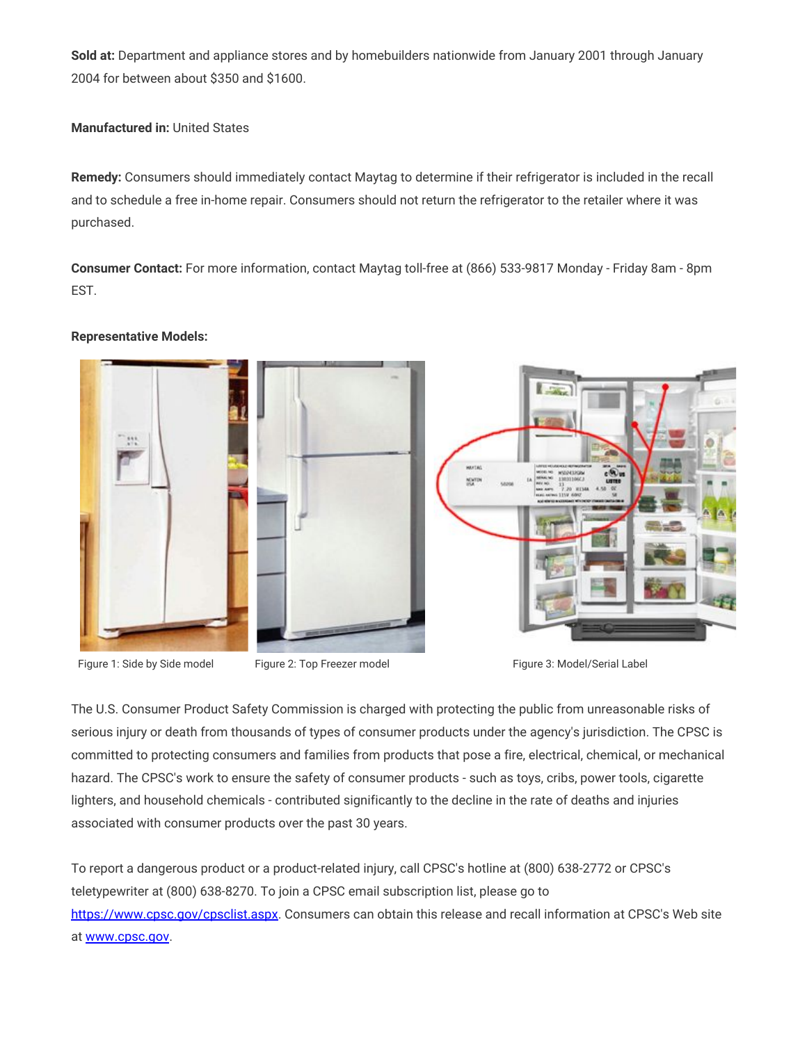**Sold at:** Department and appliance stores and by homebuilders nationwide from January 2001 through January 2004 for between about $350 and $1600.

**Manufactured in:** United States

**Remedy:** Consumers should immediately contact Maytag to determine if their refrigerator is included in the recall and to schedule a free in-home repair. Consumers should not return the refrigerator to the retailer where it was purchased.

**Consumer Contact:** For more information, contact Maytag toll-free at (866) 533-9817 Monday - Friday 8am - 8pm EST.

**Representative Models:**

Figure 1: Side by Side model

Figure 2: Top Freezer model

Figure 3: Model/Serial Label

The U.S. Consumer Product Safety Commission is charged with protecting the public from unreasonable risks of serious injury or death from thousands of types of consumer products under the agency's jurisdiction. The CPSC is committed to protecting consumers and families from products that pose a fire, electrical, chemical, or mechanical hazard. The CPSC's work to ensure the safety of consumer products - such as toys, cribs, power tools, cigarette lighters, and household chemicals - contributed significantly to the decline in the rate of deaths and injuries associated with consumer products over the past 30 years.

To report a dangerous product or a product-related injury, call CPSC's hotline at (800) 638-2772 or CPSC's teletypewriter at (800) 638-8270. To join a CPSC email subscription list, please go to https://www.cpsc.gov/cpsclist.aspx. Consumers can obtain this release and recall information at CPSC's Web site at www.cpsc.gov.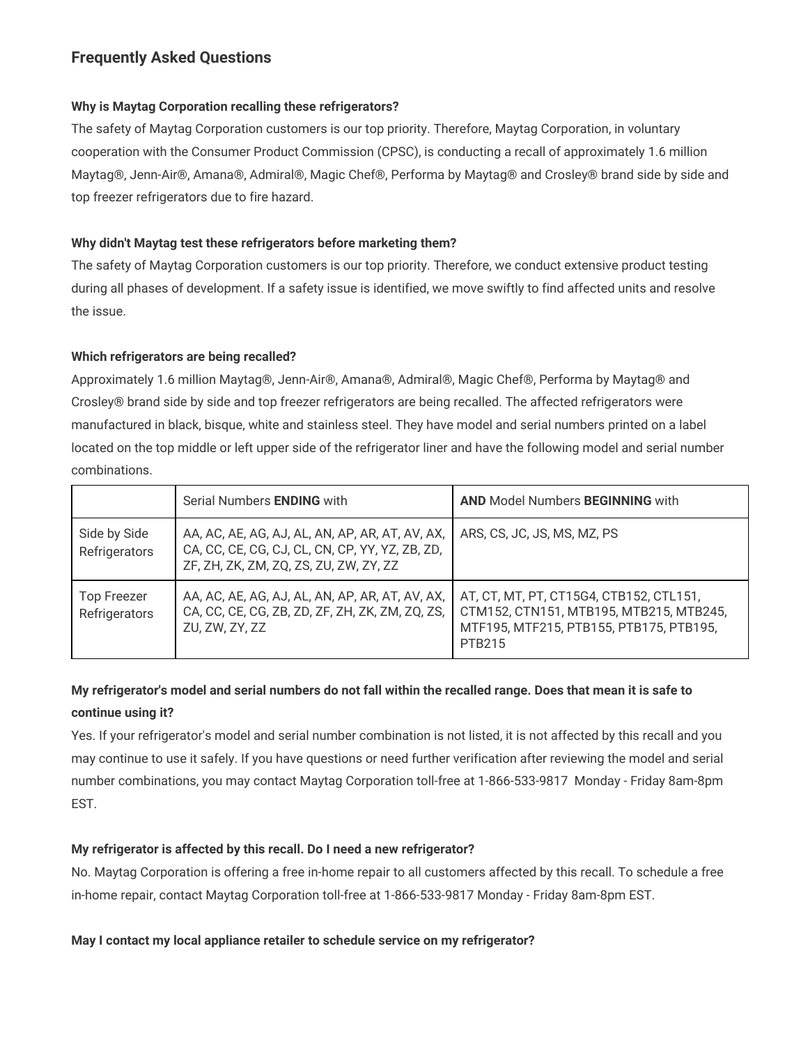## Frequently Asked Questions

**Why is Maytag Corporation recalling these refrigerators?**

The safety of Maytag Corporation customers is our top priority. Therefore, Maytag Corporation, in voluntary cooperation with the Consumer Product Commission (CPSC), is conducting a recall of approximately 1.6 million Maytag®, Jenn-Air®, Amana®, Admiral®, Magic Chef®, Performa by Maytag® and Crosley® brand side by side and top freezer refrigerators due to fire hazard.

**Why didn't Maytag test these refrigerators before marketing them?**

The safety of Maytag Corporation customers is our top priority. Therefore, we conduct extensive product testing during all phases of development. If a safety issue is identified, we move swiftly to find affected units and resolve the issue.

**Which refrigerators are being recalled?**

Approximately 1.6 million Maytag®, Jenn-Air®, Amana®, Admiral®, Magic Chef®, Performa by Maytag® and Crosley® brand side by side and top freezer refrigerators are being recalled. The affected refrigerators were manufactured in black, bisque, white and stainless steel. They have model and serial numbers printed on a label located on the top middle or left upper side of the refrigerator liner and have the following model and serial number combinations.

| | Serial Numbers **ENDING** with | **AND** Model Numbers **BEGINNING** with |
|---|---|---|
| Side by Side Refrigerators | AA, AC, AE, AG, AJ, AL, AN, AP, AR, AT, AV, AX, CA, CC, CE, CG, CJ, CL, CN, CP, YY, YZ, ZB, ZD, ZF, ZH, ZK, ZM, ZQ, ZS, ZU, ZW, ZY, ZZ | ARS, CS, JC, JS, MS, MZ, PS |
| Top Freezer Refrigerators | AA, AC, AE, AG, AJ, AL, AN, AP, AR, AT, AV, AX, CA, CC, CE, CG, ZB, ZD, ZF, ZH, ZK, ZM, ZQ, ZS, ZU, ZW, ZY, ZZ | AT, CT, MT, PT, CT15G4, CTB152, CTL151, CTM152, CTN151, MTB195, MTB215, MTB245, MTF195, MTF215, PTB155, PTB175, PTB195, PTB215 |

**My refrigerator's model and serial numbers do not fall within the recalled range. Does that mean it is safe to continue using it?**

Yes. If your refrigerator's model and serial number combination is not listed, it is not affected by this recall and you may continue to use it safely. If you have questions or need further verification after reviewing the model and serial number combinations, you may contact Maytag Corporation toll-free at 1-866-533-9817 Monday - Friday 8am-8pm EST.

**My refrigerator is affected by this recall. Do I need a new refrigerator?**

No. Maytag Corporation is offering a free in-home repair to all customers affected by this recall. To schedule a free in-home repair, contact Maytag Corporation toll-free at 1-866-533-9817 Monday - Friday 8am-8pm EST.

**May I contact my local appliance retailer to schedule service on my refrigerator?**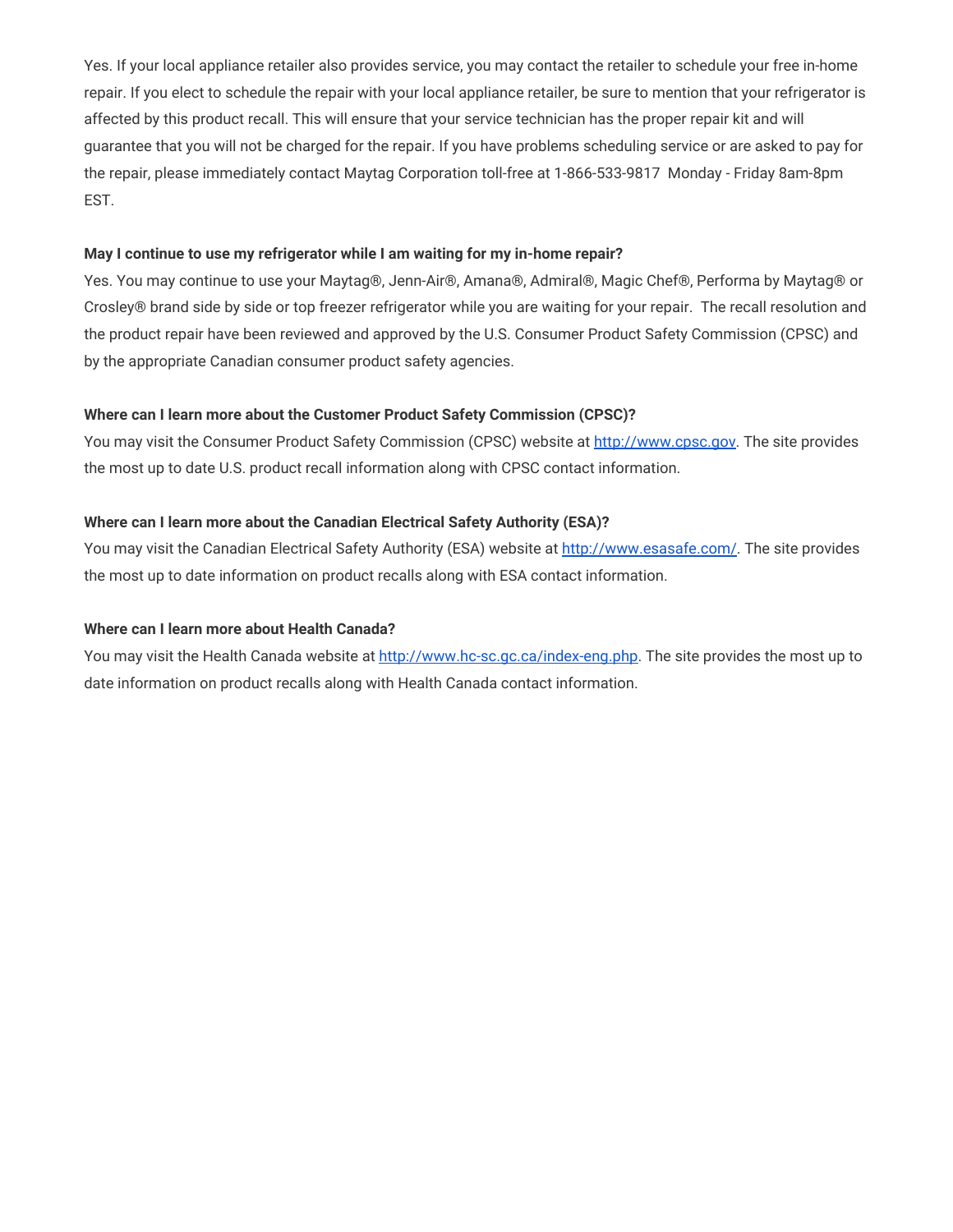Yes. If your local appliance retailer also provides service, you may contact the retailer to schedule your free in-home repair. If you elect to schedule the repair with your local appliance retailer, be sure to mention that your refrigerator is affected by this product recall. This will ensure that your service technician has the proper repair kit and will guarantee that you will not be charged for the repair. If you have problems scheduling service or are asked to pay for the repair, please immediately contact Maytag Corporation toll-free at 1-866-533-9817 Monday - Friday 8am-8pm EST.

**May I continue to use my refrigerator while I am waiting for my in-home repair?**
Yes. You may continue to use your Maytag®, Jenn-Air®, Amana®, Admiral®, Magic Chef®, Performa by Maytag® or Crosley® brand side by side or top freezer refrigerator while you are waiting for your repair. The recall resolution and the product repair have been reviewed and approved by the U.S. Consumer Product Safety Commission (CPSC) and by the appropriate Canadian consumer product safety agencies.

**Where can I learn more about the Customer Product Safety Commission (CPSC)?**
You may visit the Consumer Product Safety Commission (CPSC) website at [http://www.cpsc.gov](http://www.cpsc.gov). The site provides the most up to date U.S. product recall information along with CPSC contact information.

**Where can I learn more about the Canadian Electrical Safety Authority (ESA)?**
You may visit the Canadian Electrical Safety Authority (ESA) website at [http://www.esasafe.com/](http://www.esasafe.com/). The site provides the most up to date information on product recalls along with ESA contact information.

**Where can I learn more about Health Canada?**
You may visit the Health Canada website at [http://www.hc-sc.gc.ca/index-eng.php](http://www.hc-sc.gc.ca/index-eng.php). The site provides the most up to date information on product recalls along with Health Canada contact information.